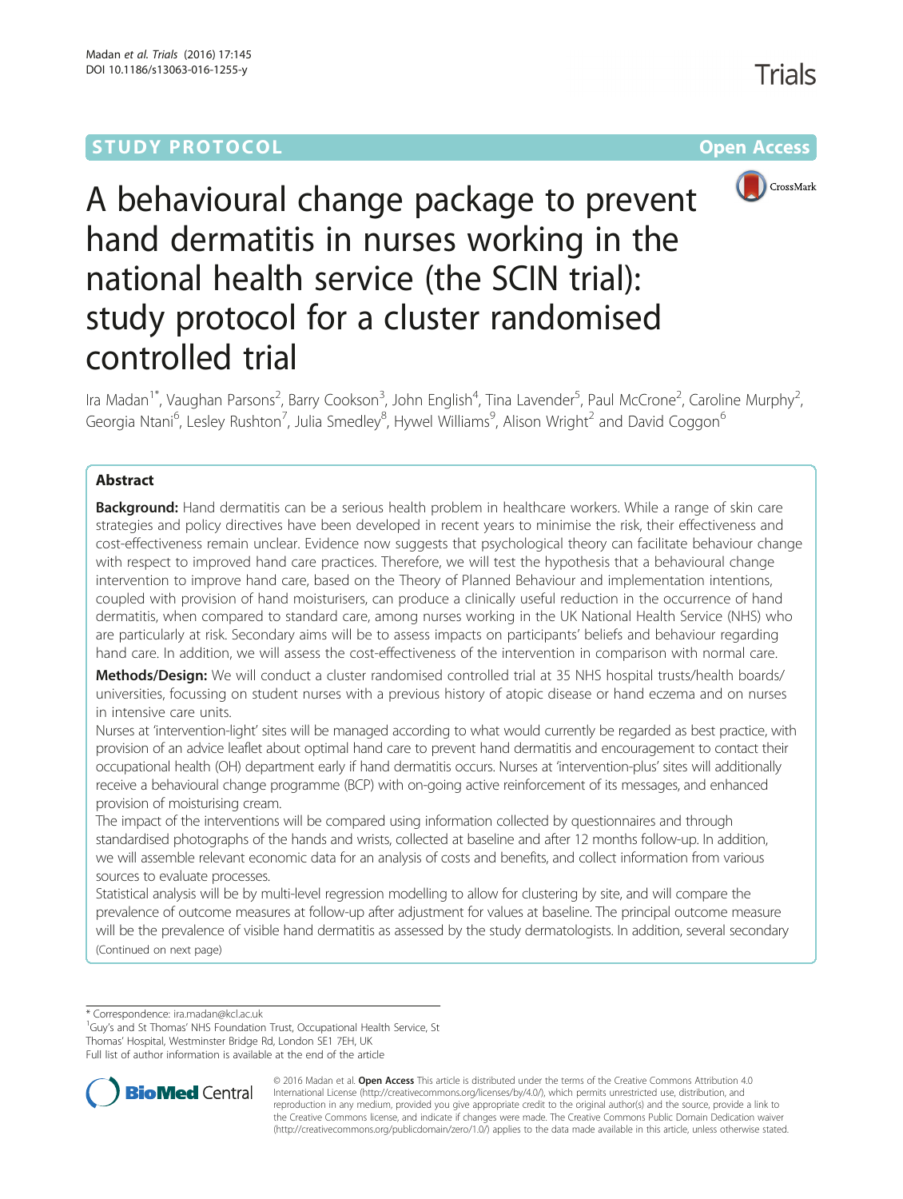STUDY PROTOCOL

Open Access

# A behavioural change package to prevent hand dermatitis in nurses working in the national health service (the SCIN trial): study protocol for a cluster randomised controlled trial

Ira Madan[1*], Vaughan Parsons[2], Barry Cookson[3], John English[4], Tina Lavender[5], Paul McCrone[2], Caroline Murphy[2], Georgia Ntani[6], Lesley Rushton[7], Julia Smedley[8], Hywel Williams[9], Alison Wright[2] and David Coggon[6]

## Abstract

**Background:** Hand dermatitis can be a serious health problem in healthcare workers. While a range of skin care strategies and policy directives have been developed in recent years to minimise the risk, their effectiveness and cost-effectiveness remain unclear. Evidence now suggests that psychological theory can facilitate behaviour change with respect to improved hand care practices. Therefore, we will test the hypothesis that a behavioural change intervention to improve hand care, based on the Theory of Planned Behaviour and implementation intentions, coupled with provision of hand moisturisers, can produce a clinically useful reduction in the occurrence of hand dermatitis, when compared to standard care, among nurses working in the UK National Health Service (NHS) who are particularly at risk. Secondary aims will be to assess impacts on participants' beliefs and behaviour regarding hand care. In addition, we will assess the cost-effectiveness of the intervention in comparison with normal care.

**Methods/Design:** We will conduct a cluster randomised controlled trial at 35 NHS hospital trusts/health boards/universities, focussing on student nurses with a previous history of atopic disease or hand eczema and on nurses in intensive care units.

Nurses at 'intervention-light' sites will be managed according to what would currently be regarded as best practice, with provision of an advice leaflet about optimal hand care to prevent hand dermatitis and encouragement to contact their occupational health (OH) department early if hand dermatitis occurs. Nurses at 'intervention-plus' sites will additionally receive a behavioural change programme (BCP) with on-going active reinforcement of its messages, and enhanced provision of moisturising cream.

The impact of the interventions will be compared using information collected by questionnaires and through standardised photographs of the hands and wrists, collected at baseline and after 12 months follow-up. In addition, we will assemble relevant economic data for an analysis of costs and benefits, and collect information from various sources to evaluate processes.

Statistical analysis will be by multi-level regression modelling to allow for clustering by site, and will compare the prevalence of outcome measures at follow-up after adjustment for values at baseline. The principal outcome measure will be the prevalence of visible hand dermatitis as assessed by the study dermatologists. In addition, several secondary

(Continued on next page)

\* Correspondence: ira.madan@kcl.ac.uk

[1]Guy's and St Thomas' NHS Foundation Trust, Occupational Health Service, St Thomas' Hospital, Westminster Bridge Rd, London SE1 7EH, UK

Full list of author information is available at the end of the article

© 2016 Madan et al. **Open Access** This article is distributed under the terms of the Creative Commons Attribution 4.0 International License (http://creativecommons.org/licenses/by/4.0/), which permits unrestricted use, distribution, and reproduction in any medium, provided you give appropriate credit to the original author(s) and the source, provide a link to the Creative Commons license, and indicate if changes were made. The Creative Commons Public Domain Dedication waiver (http://creativecommons.org/publicdomain/zero/1.0/) applies to the data made available in this article, unless otherwise stated.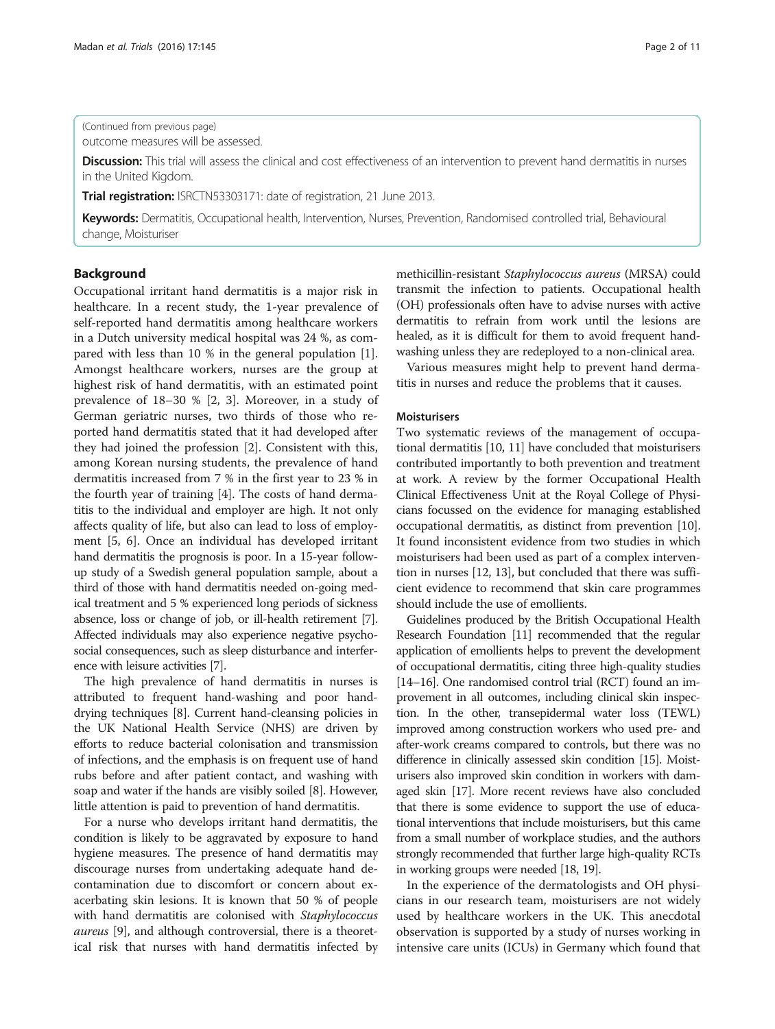(Continued from previous page)

outcome measures will be assessed.

**Discussion:** This trial will assess the clinical and cost effectiveness of an intervention to prevent hand dermatitis in nurses in the United Kigdom.

**Trial registration:** ISRCTN53303171: date of registration, 21 June 2013.

**Keywords:** Dermatitis, Occupational health, Intervention, Nurses, Prevention, Randomised controlled trial, Behavioural change, Moisturiser

## Background

Occupational irritant hand dermatitis is a major risk in healthcare. In a recent study, the 1-year prevalence of self-reported hand dermatitis among healthcare workers in a Dutch university medical hospital was 24 %, as compared with less than 10 % in the general population [1]. Amongst healthcare workers, nurses are the group at highest risk of hand dermatitis, with an estimated point prevalence of 18–30 % [2, 3]. Moreover, in a study of German geriatric nurses, two thirds of those who reported hand dermatitis stated that it had developed after they had joined the profession [2]. Consistent with this, among Korean nursing students, the prevalence of hand dermatitis increased from 7 % in the first year to 23 % in the fourth year of training [4]. The costs of hand dermatitis to the individual and employer are high. It not only affects quality of life, but also can lead to loss of employment [5, 6]. Once an individual has developed irritant hand dermatitis the prognosis is poor. In a 15-year follow-up study of a Swedish general population sample, about a third of those with hand dermatitis needed on-going medical treatment and 5 % experienced long periods of sickness absence, loss or change of job, or ill-health retirement [7]. Affected individuals may also experience negative psychosocial consequences, such as sleep disturbance and interference with leisure activities [7].

The high prevalence of hand dermatitis in nurses is attributed to frequent hand-washing and poor hand-drying techniques [8]. Current hand-cleansing policies in the UK National Health Service (NHS) are driven by efforts to reduce bacterial colonisation and transmission of infections, and the emphasis is on frequent use of hand rubs before and after patient contact, and washing with soap and water if the hands are visibly soiled [8]. However, little attention is paid to prevention of hand dermatitis.

For a nurse who develops irritant hand dermatitis, the condition is likely to be aggravated by exposure to hand hygiene measures. The presence of hand dermatitis may discourage nurses from undertaking adequate hand decontamination due to discomfort or concern about exacerbating skin lesions. It is known that 50 % of people with hand dermatitis are colonised with *Staphylococcus aureus* [9], and although controversial, there is a theoretical risk that nurses with hand dermatitis infected by methicillin-resistant *Staphylococcus aureus* (MRSA) could transmit the infection to patients. Occupational health (OH) professionals often have to advise nurses with active dermatitis to refrain from work until the lesions are healed, as it is difficult for them to avoid frequent hand-washing unless they are redeployed to a non-clinical area.

Various measures might help to prevent hand dermatitis in nurses and reduce the problems that it causes.

### Moisturisers

Two systematic reviews of the management of occupational dermatitis [10, 11] have concluded that moisturisers contributed importantly to both prevention and treatment at work. A review by the former Occupational Health Clinical Effectiveness Unit at the Royal College of Physicians focussed on the evidence for managing established occupational dermatitis, as distinct from prevention [10]. It found inconsistent evidence from two studies in which moisturisers had been used as part of a complex intervention in nurses [12, 13], but concluded that there was sufficient evidence to recommend that skin care programmes should include the use of emollients.

Guidelines produced by the British Occupational Health Research Foundation [11] recommended that the regular application of emollients helps to prevent the development of occupational dermatitis, citing three high-quality studies [14–16]. One randomised control trial (RCT) found an improvement in all outcomes, including clinical skin inspection. In the other, transepidermal water loss (TEWL) improved among construction workers who used pre- and after-work creams compared to controls, but there was no difference in clinically assessed skin condition [15]. Moisturisers also improved skin condition in workers with damaged skin [17]. More recent reviews have also concluded that there is some evidence to support the use of educational interventions that include moisturisers, but this came from a small number of workplace studies, and the authors strongly recommended that further large high-quality RCTs in working groups were needed [18, 19].

In the experience of the dermatologists and OH physicians in our research team, moisturisers are not widely used by healthcare workers in the UK. This anecdotal observation is supported by a study of nurses working in intensive care units (ICUs) in Germany which found that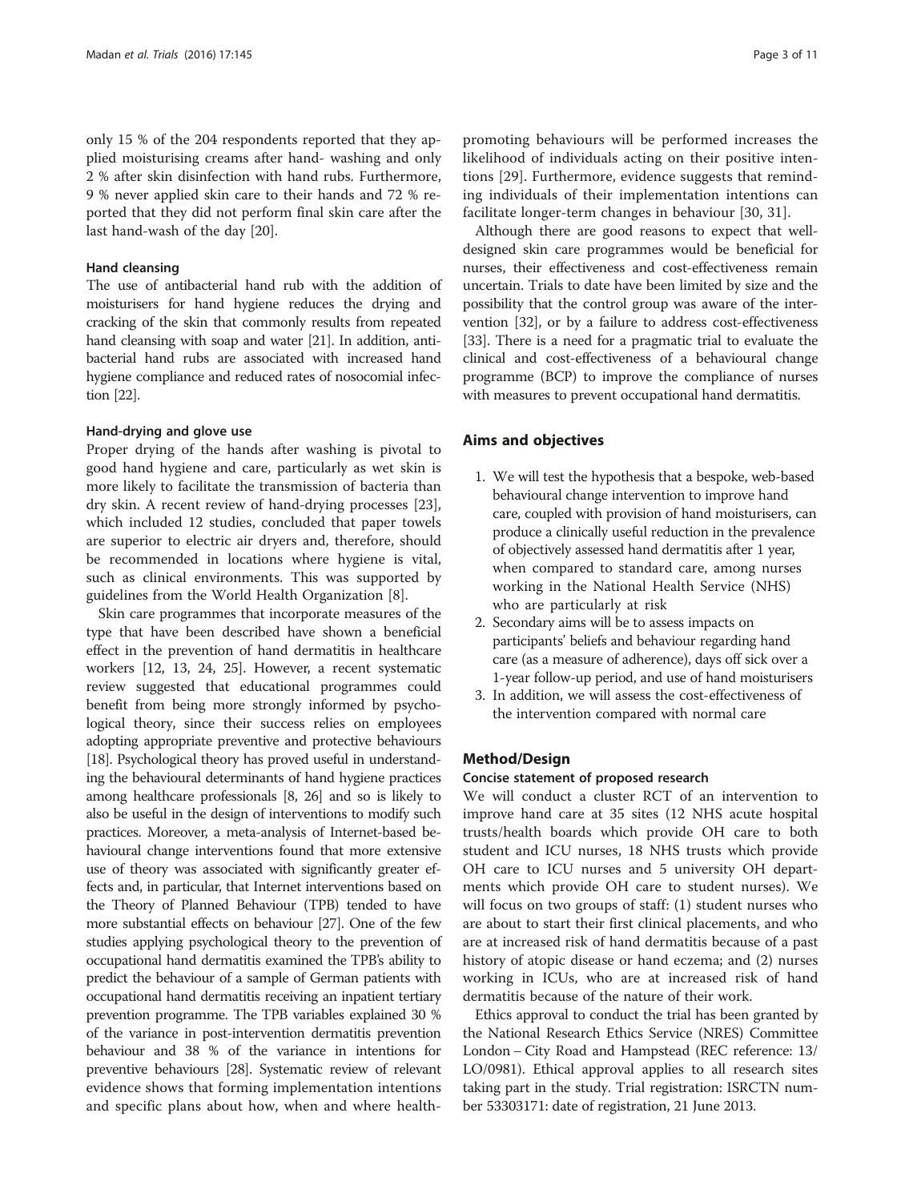only 15 % of the 204 respondents reported that they applied moisturising creams after hand- washing and only 2 % after skin disinfection with hand rubs. Furthermore, 9 % never applied skin care to their hands and 72 % reported that they did not perform final skin care after the last hand-wash of the day [20].

#### Hand cleansing

The use of antibacterial hand rub with the addition of moisturisers for hand hygiene reduces the drying and cracking of the skin that commonly results from repeated hand cleansing with soap and water [21]. In addition, antibacterial hand rubs are associated with increased hand hygiene compliance and reduced rates of nosocomial infection [22].

#### Hand-drying and glove use

Proper drying of the hands after washing is pivotal to good hand hygiene and care, particularly as wet skin is more likely to facilitate the transmission of bacteria than dry skin. A recent review of hand-drying processes [23], which included 12 studies, concluded that paper towels are superior to electric air dryers and, therefore, should be recommended in locations where hygiene is vital, such as clinical environments. This was supported by guidelines from the World Health Organization [8].

Skin care programmes that incorporate measures of the type that have been described have shown a beneficial effect in the prevention of hand dermatitis in healthcare workers [12, 13, 24, 25]. However, a recent systematic review suggested that educational programmes could benefit from being more strongly informed by psychological theory, since their success relies on employees adopting appropriate preventive and protective behaviours [18]. Psychological theory has proved useful in understanding the behavioural determinants of hand hygiene practices among healthcare professionals [8, 26] and so is likely to also be useful in the design of interventions to modify such practices. Moreover, a meta-analysis of Internet-based behavioural change interventions found that more extensive use of theory was associated with significantly greater effects and, in particular, that Internet interventions based on the Theory of Planned Behaviour (TPB) tended to have more substantial effects on behaviour [27]. One of the few studies applying psychological theory to the prevention of occupational hand dermatitis examined the TPB's ability to predict the behaviour of a sample of German patients with occupational hand dermatitis receiving an inpatient tertiary prevention programme. The TPB variables explained 30 % of the variance in post-intervention dermatitis prevention behaviour and 38 % of the variance in intentions for preventive behaviours [28]. Systematic review of relevant evidence shows that forming implementation intentions and specific plans about how, when and where health-promoting behaviours will be performed increases the likelihood of individuals acting on their positive intentions [29]. Furthermore, evidence suggests that reminding individuals of their implementation intentions can facilitate longer-term changes in behaviour [30, 31].

Although there are good reasons to expect that well-designed skin care programmes would be beneficial for nurses, their effectiveness and cost-effectiveness remain uncertain. Trials to date have been limited by size and the possibility that the control group was aware of the intervention [32], or by a failure to address cost-effectiveness [33]. There is a need for a pragmatic trial to evaluate the clinical and cost-effectiveness of a behavioural change programme (BCP) to improve the compliance of nurses with measures to prevent occupational hand dermatitis.

## Aims and objectives

1. We will test the hypothesis that a bespoke, web-based behavioural change intervention to improve hand care, coupled with provision of hand moisturisers, can produce a clinically useful reduction in the prevalence of objectively assessed hand dermatitis after 1 year, when compared to standard care, among nurses working in the National Health Service (NHS) who are particularly at risk
2. Secondary aims will be to assess impacts on participants' beliefs and behaviour regarding hand care (as a measure of adherence), days off sick over a 1-year follow-up period, and use of hand moisturisers
3. In addition, we will assess the cost-effectiveness of the intervention compared with normal care

## Method/Design

#### Concise statement of proposed research

We will conduct a cluster RCT of an intervention to improve hand care at 35 sites (12 NHS acute hospital trusts/health boards which provide OH care to both student and ICU nurses, 18 NHS trusts which provide OH care to ICU nurses and 5 university OH departments which provide OH care to student nurses). We will focus on two groups of staff: (1) student nurses who are about to start their first clinical placements, and who are at increased risk of hand dermatitis because of a past history of atopic disease or hand eczema; and (2) nurses working in ICUs, who are at increased risk of hand dermatitis because of the nature of their work.

Ethics approval to conduct the trial has been granted by the National Research Ethics Service (NRES) Committee London – City Road and Hampstead (REC reference: 13/LO/0981). Ethical approval applies to all research sites taking part in the study. Trial registration: ISRCTN number 53303171: date of registration, 21 June 2013.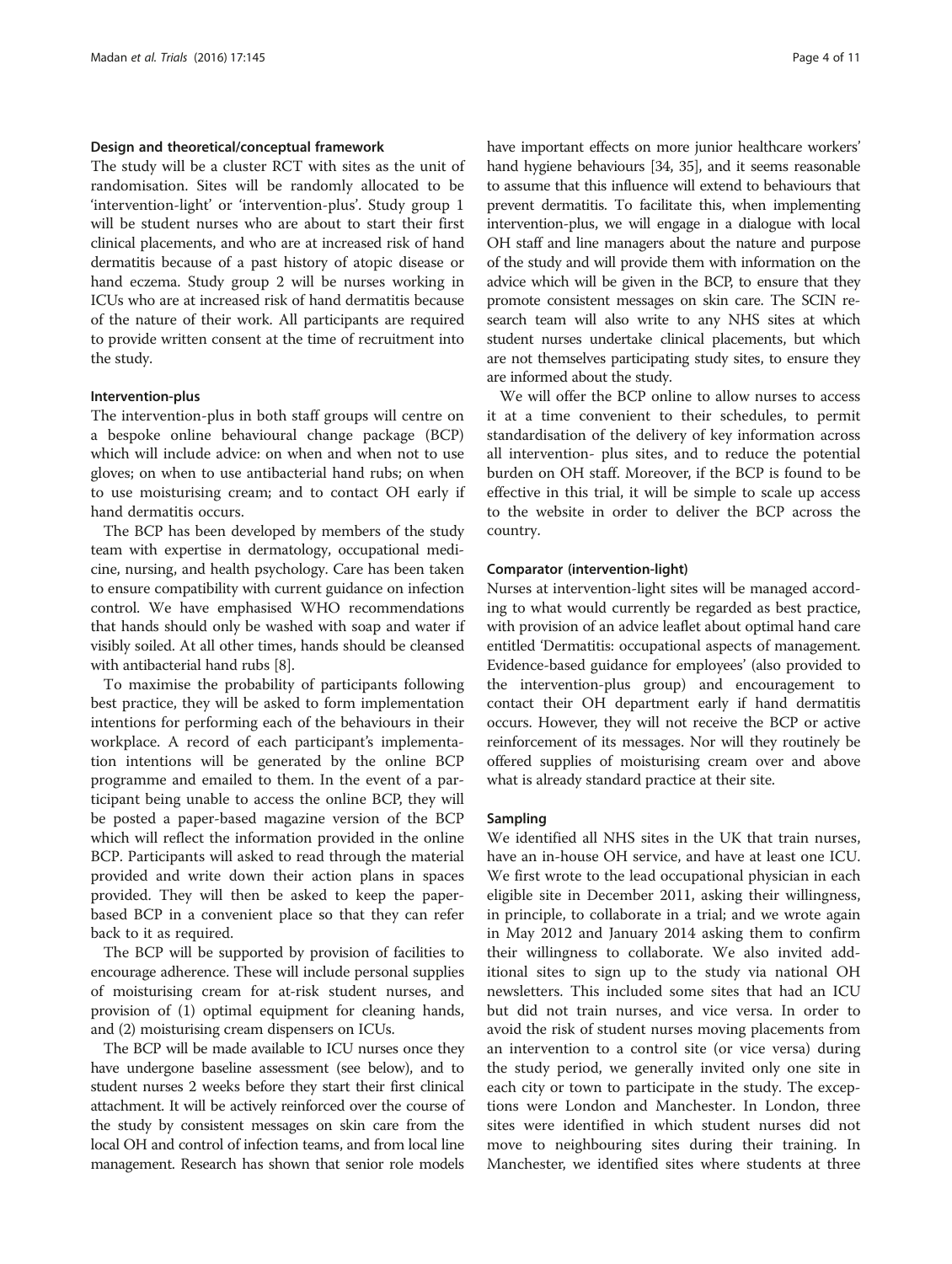### Design and theoretical/conceptual framework

The study will be a cluster RCT with sites as the unit of randomisation. Sites will be randomly allocated to be 'intervention-light' or 'intervention-plus'. Study group 1 will be student nurses who are about to start their first clinical placements, and who are at increased risk of hand dermatitis because of a past history of atopic disease or hand eczema. Study group 2 will be nurses working in ICUs who are at increased risk of hand dermatitis because of the nature of their work. All participants are required to provide written consent at the time of recruitment into the study.

### Intervention-plus

The intervention-plus in both staff groups will centre on a bespoke online behavioural change package (BCP) which will include advice: on when and when not to use gloves; on when to use antibacterial hand rubs; on when to use moisturising cream; and to contact OH early if hand dermatitis occurs.

The BCP has been developed by members of the study team with expertise in dermatology, occupational medicine, nursing, and health psychology. Care has been taken to ensure compatibility with current guidance on infection control. We have emphasised WHO recommendations that hands should only be washed with soap and water if visibly soiled. At all other times, hands should be cleansed with antibacterial hand rubs [8].

To maximise the probability of participants following best practice, they will be asked to form implementation intentions for performing each of the behaviours in their workplace. A record of each participant's implementation intentions will be generated by the online BCP programme and emailed to them. In the event of a participant being unable to access the online BCP, they will be posted a paper-based magazine version of the BCP which will reflect the information provided in the online BCP. Participants will asked to read through the material provided and write down their action plans in spaces provided. They will then be asked to keep the paper-based BCP in a convenient place so that they can refer back to it as required.

The BCP will be supported by provision of facilities to encourage adherence. These will include personal supplies of moisturising cream for at-risk student nurses, and provision of (1) optimal equipment for cleaning hands, and (2) moisturising cream dispensers on ICUs.

The BCP will be made available to ICU nurses once they have undergone baseline assessment (see below), and to student nurses 2 weeks before they start their first clinical attachment. It will be actively reinforced over the course of the study by consistent messages on skin care from the local OH and control of infection teams, and from local line management. Research has shown that senior role models have important effects on more junior healthcare workers' hand hygiene behaviours [34, 35], and it seems reasonable to assume that this influence will extend to behaviours that prevent dermatitis. To facilitate this, when implementing intervention-plus, we will engage in a dialogue with local OH staff and line managers about the nature and purpose of the study and will provide them with information on the advice which will be given in the BCP, to ensure that they promote consistent messages on skin care. The SCIN research team will also write to any NHS sites at which student nurses undertake clinical placements, but which are not themselves participating study sites, to ensure they are informed about the study.

We will offer the BCP online to allow nurses to access it at a time convenient to their schedules, to permit standardisation of the delivery of key information across all intervention- plus sites, and to reduce the potential burden on OH staff. Moreover, if the BCP is found to be effective in this trial, it will be simple to scale up access to the website in order to deliver the BCP across the country.

### Comparator (intervention-light)

Nurses at intervention-light sites will be managed according to what would currently be regarded as best practice, with provision of an advice leaflet about optimal hand care entitled 'Dermatitis: occupational aspects of management. Evidence-based guidance for employees' (also provided to the intervention-plus group) and encouragement to contact their OH department early if hand dermatitis occurs. However, they will not receive the BCP or active reinforcement of its messages. Nor will they routinely be offered supplies of moisturising cream over and above what is already standard practice at their site.

### Sampling

We identified all NHS sites in the UK that train nurses, have an in-house OH service, and have at least one ICU. We first wrote to the lead occupational physician in each eligible site in December 2011, asking their willingness, in principle, to collaborate in a trial; and we wrote again in May 2012 and January 2014 asking them to confirm their willingness to collaborate. We also invited additional sites to sign up to the study via national OH newsletters. This included some sites that had an ICU but did not train nurses, and vice versa. In order to avoid the risk of student nurses moving placements from an intervention to a control site (or vice versa) during the study period, we generally invited only one site in each city or town to participate in the study. The exceptions were London and Manchester. In London, three sites were identified in which student nurses did not move to neighbouring sites during their training. In Manchester, we identified sites where students at three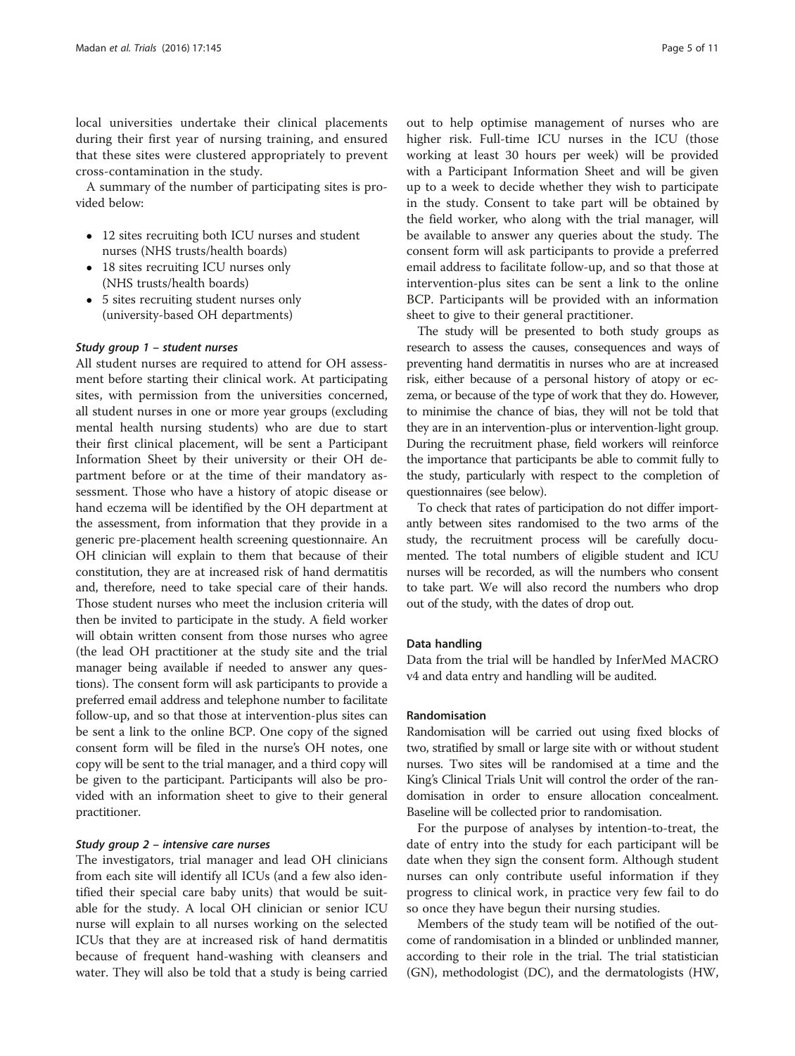local universities undertake their clinical placements during their first year of nursing training, and ensured that these sites were clustered appropriately to prevent cross-contamination in the study.

A summary of the number of participating sites is provided below:

- 12 sites recruiting both ICU nurses and student nurses (NHS trusts/health boards)
- 18 sites recruiting ICU nurses only (NHS trusts/health boards)
- 5 sites recruiting student nurses only (university-based OH departments)

#### *Study group 1 – student nurses*

All student nurses are required to attend for OH assessment before starting their clinical work. At participating sites, with permission from the universities concerned, all student nurses in one or more year groups (excluding mental health nursing students) who are due to start their first clinical placement, will be sent a Participant Information Sheet by their university or their OH department before or at the time of their mandatory assessment. Those who have a history of atopic disease or hand eczema will be identified by the OH department at the assessment, from information that they provide in a generic pre-placement health screening questionnaire. An OH clinician will explain to them that because of their constitution, they are at increased risk of hand dermatitis and, therefore, need to take special care of their hands. Those student nurses who meet the inclusion criteria will then be invited to participate in the study. A field worker will obtain written consent from those nurses who agree (the lead OH practitioner at the study site and the trial manager being available if needed to answer any questions). The consent form will ask participants to provide a preferred email address and telephone number to facilitate follow-up, and so that those at intervention-plus sites can be sent a link to the online BCP. One copy of the signed consent form will be filed in the nurse's OH notes, one copy will be sent to the trial manager, and a third copy will be given to the participant. Participants will also be provided with an information sheet to give to their general practitioner.

#### *Study group 2 – intensive care nurses*

The investigators, trial manager and lead OH clinicians from each site will identify all ICUs (and a few also identified their special care baby units) that would be suitable for the study. A local OH clinician or senior ICU nurse will explain to all nurses working on the selected ICUs that they are at increased risk of hand dermatitis because of frequent hand-washing with cleansers and water. They will also be told that a study is being carried out to help optimise management of nurses who are higher risk. Full-time ICU nurses in the ICU (those working at least 30 hours per week) will be provided with a Participant Information Sheet and will be given up to a week to decide whether they wish to participate in the study. Consent to take part will be obtained by the field worker, who along with the trial manager, will be available to answer any queries about the study. The consent form will ask participants to provide a preferred email address to facilitate follow-up, and so that those at intervention-plus sites can be sent a link to the online BCP. Participants will be provided with an information sheet to give to their general practitioner.

The study will be presented to both study groups as research to assess the causes, consequences and ways of preventing hand dermatitis in nurses who are at increased risk, either because of a personal history of atopy or eczema, or because of the type of work that they do. However, to minimise the chance of bias, they will not be told that they are in an intervention-plus or intervention-light group. During the recruitment phase, field workers will reinforce the importance that participants be able to commit fully to the study, particularly with respect to the completion of questionnaires (see below).

To check that rates of participation do not differ importantly between sites randomised to the two arms of the study, the recruitment process will be carefully documented. The total numbers of eligible student and ICU nurses will be recorded, as will the numbers who consent to take part. We will also record the numbers who drop out of the study, with the dates of drop out.

### Data handling

Data from the trial will be handled by InferMed MACRO v4 and data entry and handling will be audited.

### Randomisation

Randomisation will be carried out using fixed blocks of two, stratified by small or large site with or without student nurses. Two sites will be randomised at a time and the King's Clinical Trials Unit will control the order of the randomisation in order to ensure allocation concealment. Baseline will be collected prior to randomisation.

For the purpose of analyses by intention-to-treat, the date of entry into the study for each participant will be date when they sign the consent form. Although student nurses can only contribute useful information if they progress to clinical work, in practice very few fail to do so once they have begun their nursing studies.

Members of the study team will be notified of the outcome of randomisation in a blinded or unblinded manner, according to their role in the trial. The trial statistician (GN), methodologist (DC), and the dermatologists (HW,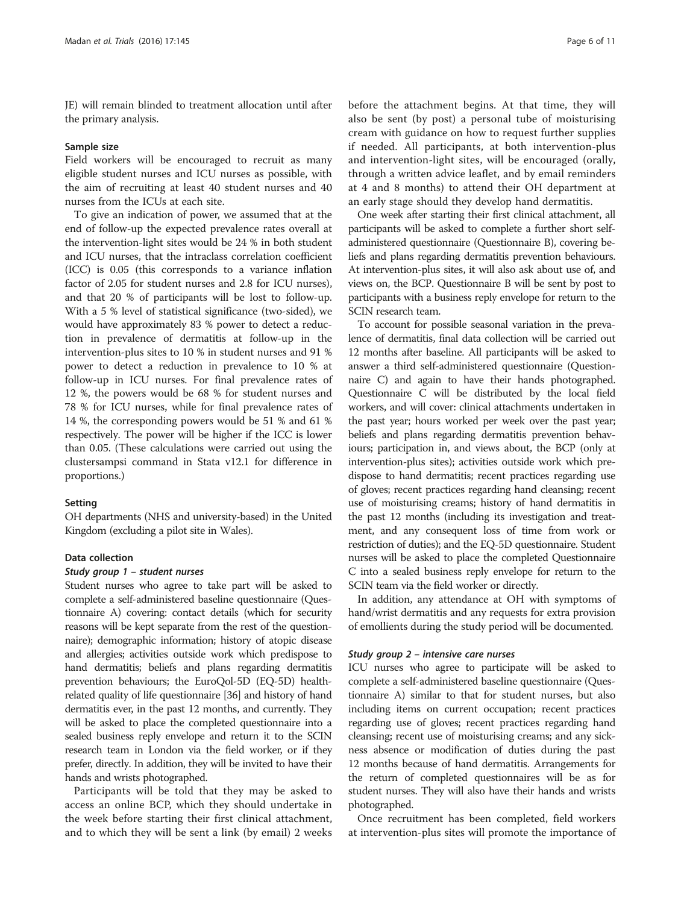JE) will remain blinded to treatment allocation until after the primary analysis.

### Sample size

Field workers will be encouraged to recruit as many eligible student nurses and ICU nurses as possible, with the aim of recruiting at least 40 student nurses and 40 nurses from the ICUs at each site.

To give an indication of power, we assumed that at the end of follow-up the expected prevalence rates overall at the intervention-light sites would be 24 % in both student and ICU nurses, that the intraclass correlation coefficient (ICC) is 0.05 (this corresponds to a variance inflation factor of 2.05 for student nurses and 2.8 for ICU nurses), and that 20 % of participants will be lost to follow-up. With a 5 % level of statistical significance (two-sided), we would have approximately 83 % power to detect a reduction in prevalence of dermatitis at follow-up in the intervention-plus sites to 10 % in student nurses and 91 % power to detect a reduction in prevalence to 10 % at follow-up in ICU nurses. For final prevalence rates of 12 %, the powers would be 68 % for student nurses and 78 % for ICU nurses, while for final prevalence rates of 14 %, the corresponding powers would be 51 % and 61 % respectively. The power will be higher if the ICC is lower than 0.05. (These calculations were carried out using the clustersampsi command in Stata v12.1 for difference in proportions.)

### Setting

OH departments (NHS and university-based) in the United Kingdom (excluding a pilot site in Wales).

### Data collection

#### *Study group 1 – student nurses*

Student nurses who agree to take part will be asked to complete a self-administered baseline questionnaire (Questionnaire A) covering: contact details (which for security reasons will be kept separate from the rest of the questionnaire); demographic information; history of atopic disease and allergies; activities outside work which predispose to hand dermatitis; beliefs and plans regarding dermatitis prevention behaviours; the EuroQol-5D (EQ-5D) health-related quality of life questionnaire [36] and history of hand dermatitis ever, in the past 12 months, and currently. They will be asked to place the completed questionnaire into a sealed business reply envelope and return it to the SCIN research team in London via the field worker, or if they prefer, directly. In addition, they will be invited to have their hands and wrists photographed.

Participants will be told that they may be asked to access an online BCP, which they should undertake in the week before starting their first clinical attachment, and to which they will be sent a link (by email) 2 weeks before the attachment begins. At that time, they will also be sent (by post) a personal tube of moisturising cream with guidance on how to request further supplies if needed. All participants, at both intervention-plus and intervention-light sites, will be encouraged (orally, through a written advice leaflet, and by email reminders at 4 and 8 months) to attend their OH department at an early stage should they develop hand dermatitis.

One week after starting their first clinical attachment, all participants will be asked to complete a further short self-administered questionnaire (Questionnaire B), covering beliefs and plans regarding dermatitis prevention behaviours. At intervention-plus sites, it will also ask about use of, and views on, the BCP. Questionnaire B will be sent by post to participants with a business reply envelope for return to the SCIN research team.

To account for possible seasonal variation in the prevalence of dermatitis, final data collection will be carried out 12 months after baseline. All participants will be asked to answer a third self-administered questionnaire (Questionnaire C) and again to have their hands photographed. Questionnaire C will be distributed by the local field workers, and will cover: clinical attachments undertaken in the past year; hours worked per week over the past year; beliefs and plans regarding dermatitis prevention behaviours; participation in, and views about, the BCP (only at intervention-plus sites); activities outside work which predispose to hand dermatitis; recent practices regarding use of gloves; recent practices regarding hand cleansing; recent use of moisturising creams; history of hand dermatitis in the past 12 months (including its investigation and treatment, and any consequent loss of time from work or restriction of duties); and the EQ-5D questionnaire. Student nurses will be asked to place the completed Questionnaire C into a sealed business reply envelope for return to the SCIN team via the field worker or directly.

In addition, any attendance at OH with symptoms of hand/wrist dermatitis and any requests for extra provision of emollients during the study period will be documented.

#### *Study group 2 – intensive care nurses*

ICU nurses who agree to participate will be asked to complete a self-administered baseline questionnaire (Questionnaire A) similar to that for student nurses, but also including items on current occupation; recent practices regarding use of gloves; recent practices regarding hand cleansing; recent use of moisturising creams; and any sickness absence or modification of duties during the past 12 months because of hand dermatitis. Arrangements for the return of completed questionnaires will be as for student nurses. They will also have their hands and wrists photographed.

Once recruitment has been completed, field workers at intervention-plus sites will promote the importance of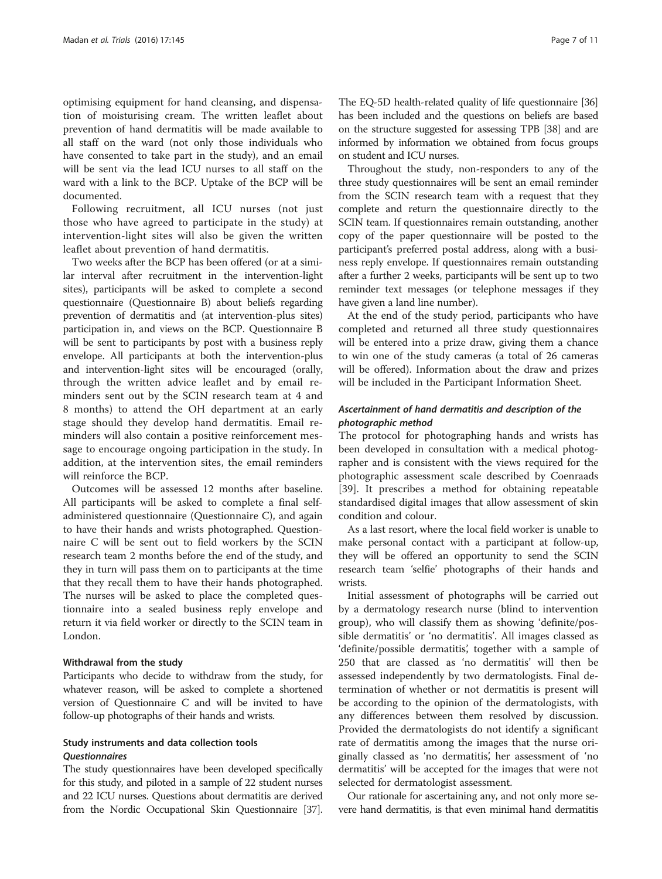optimising equipment for hand cleansing, and dispensation of moisturising cream. The written leaflet about prevention of hand dermatitis will be made available to all staff on the ward (not only those individuals who have consented to take part in the study), and an email will be sent via the lead ICU nurses to all staff on the ward with a link to the BCP. Uptake of the BCP will be documented.

Following recruitment, all ICU nurses (not just those who have agreed to participate in the study) at intervention-light sites will also be given the written leaflet about prevention of hand dermatitis.

Two weeks after the BCP has been offered (or at a similar interval after recruitment in the intervention-light sites), participants will be asked to complete a second questionnaire (Questionnaire B) about beliefs regarding prevention of dermatitis and (at intervention-plus sites) participation in, and views on the BCP. Questionnaire B will be sent to participants by post with a business reply envelope. All participants at both the intervention-plus and intervention-light sites will be encouraged (orally, through the written advice leaflet and by email reminders sent out by the SCIN research team at 4 and 8 months) to attend the OH department at an early stage should they develop hand dermatitis. Email reminders will also contain a positive reinforcement message to encourage ongoing participation in the study. In addition, at the intervention sites, the email reminders will reinforce the BCP.

Outcomes will be assessed 12 months after baseline. All participants will be asked to complete a final self-administered questionnaire (Questionnaire C), and again to have their hands and wrists photographed. Questionnaire C will be sent out to field workers by the SCIN research team 2 months before the end of the study, and they in turn will pass them on to participants at the time that they recall them to have their hands photographed. The nurses will be asked to place the completed questionnaire into a sealed business reply envelope and return it via field worker or directly to the SCIN team in London.

#### Withdrawal from the study

Participants who decide to withdraw from the study, for whatever reason, will be asked to complete a shortened version of Questionnaire C and will be invited to have follow-up photographs of their hands and wrists.

#### Study instruments and data collection tools

##### *Questionnaires*

The study questionnaires have been developed specifically for this study, and piloted in a sample of 22 student nurses and 22 ICU nurses. Questions about dermatitis are derived from the Nordic Occupational Skin Questionnaire [37]. The EQ-5D health-related quality of life questionnaire [36] has been included and the questions on beliefs are based on the structure suggested for assessing TPB [38] and are informed by information we obtained from focus groups on student and ICU nurses.

Throughout the study, non-responders to any of the three study questionnaires will be sent an email reminder from the SCIN research team with a request that they complete and return the questionnaire directly to the SCIN team. If questionnaires remain outstanding, another copy of the paper questionnaire will be posted to the participant's preferred postal address, along with a business reply envelope. If questionnaires remain outstanding after a further 2 weeks, participants will be sent up to two reminder text messages (or telephone messages if they have given a land line number).

At the end of the study period, participants who have completed and returned all three study questionnaires will be entered into a prize draw, giving them a chance to win one of the study cameras (a total of 26 cameras will be offered). Information about the draw and prizes will be included in the Participant Information Sheet.

##### *Ascertainment of hand dermatitis and description of the photographic method*

The protocol for photographing hands and wrists has been developed in consultation with a medical photographer and is consistent with the views required for the photographic assessment scale described by Coenraads [39]. It prescribes a method for obtaining repeatable standardised digital images that allow assessment of skin condition and colour.

As a last resort, where the local field worker is unable to make personal contact with a participant at follow-up, they will be offered an opportunity to send the SCIN research team 'selfie' photographs of their hands and wrists.

Initial assessment of photographs will be carried out by a dermatology research nurse (blind to intervention group), who will classify them as showing 'definite/possible dermatitis' or 'no dermatitis'. All images classed as 'definite/possible dermatitis', together with a sample of 250 that are classed as 'no dermatitis' will then be assessed independently by two dermatologists. Final determination of whether or not dermatitis is present will be according to the opinion of the dermatologists, with any differences between them resolved by discussion. Provided the dermatologists do not identify a significant rate of dermatitis among the images that the nurse originally classed as 'no dermatitis', her assessment of 'no dermatitis' will be accepted for the images that were not selected for dermatologist assessment.

Our rationale for ascertaining any, and not only more severe hand dermatitis, is that even minimal hand dermatitis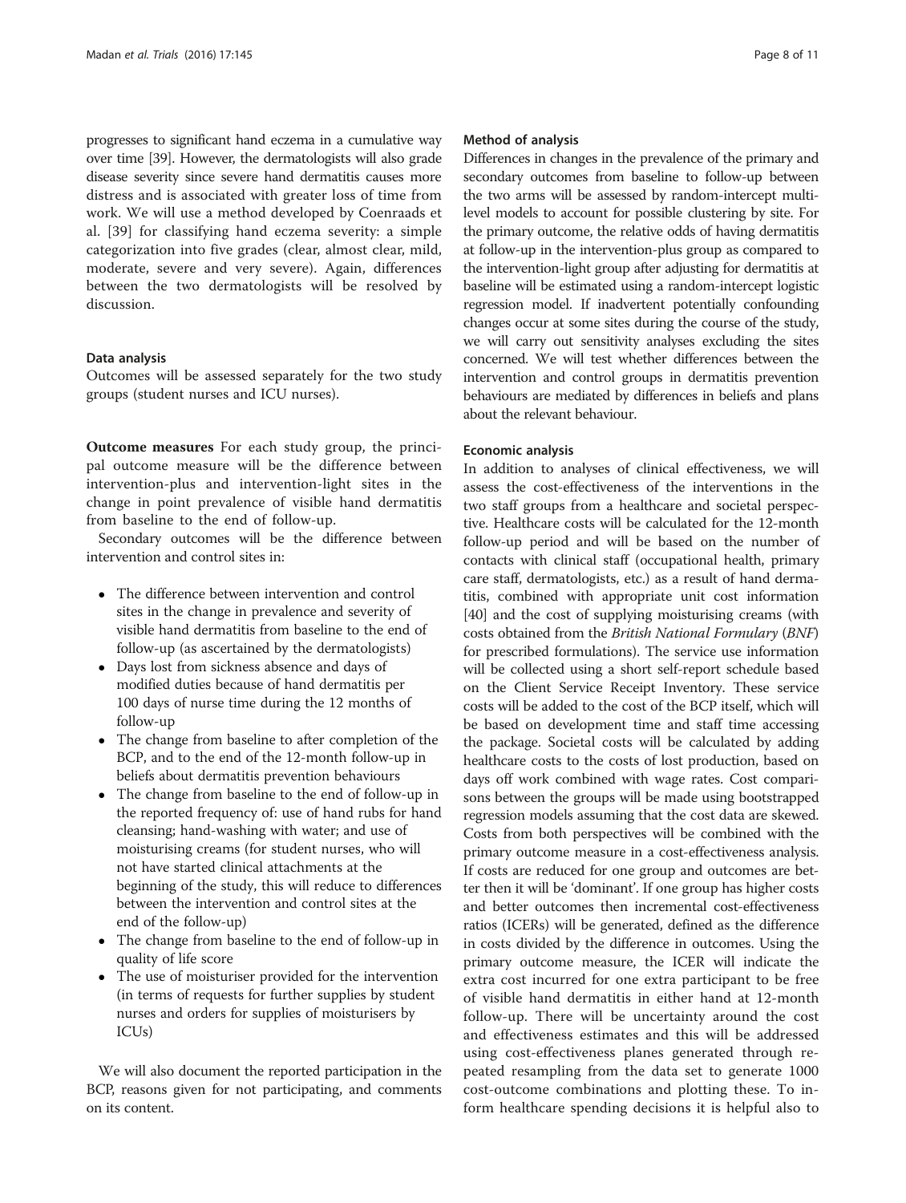progresses to significant hand eczema in a cumulative way over time [39]. However, the dermatologists will also grade disease severity since severe hand dermatitis causes more distress and is associated with greater loss of time from work. We will use a method developed by Coenraads et al. [39] for classifying hand eczema severity: a simple categorization into five grades (clear, almost clear, mild, moderate, severe and very severe). Again, differences between the two dermatologists will be resolved by discussion.

### Data analysis

Outcomes will be assessed separately for the two study groups (student nurses and ICU nurses).

**Outcome measures** For each study group, the principal outcome measure will be the difference between intervention-plus and intervention-light sites in the change in point prevalence of visible hand dermatitis from baseline to the end of follow-up.

Secondary outcomes will be the difference between intervention and control sites in:

- The difference between intervention and control sites in the change in prevalence and severity of visible hand dermatitis from baseline to the end of follow-up (as ascertained by the dermatologists)
- Days lost from sickness absence and days of modified duties because of hand dermatitis per 100 days of nurse time during the 12 months of follow-up
- The change from baseline to after completion of the BCP, and to the end of the 12-month follow-up in beliefs about dermatitis prevention behaviours
- The change from baseline to the end of follow-up in the reported frequency of: use of hand rubs for hand cleansing; hand-washing with water; and use of moisturising creams (for student nurses, who will not have started clinical attachments at the beginning of the study, this will reduce to differences between the intervention and control sites at the end of the follow-up)
- The change from baseline to the end of follow-up in quality of life score
- The use of moisturiser provided for the intervention (in terms of requests for further supplies by student nurses and orders for supplies of moisturisers by ICUs)

We will also document the reported participation in the BCP, reasons given for not participating, and comments on its content.

### Method of analysis

Differences in changes in the prevalence of the primary and secondary outcomes from baseline to follow-up between the two arms will be assessed by random-intercept multilevel models to account for possible clustering by site. For the primary outcome, the relative odds of having dermatitis at follow-up in the intervention-plus group as compared to the intervention-light group after adjusting for dermatitis at baseline will be estimated using a random-intercept logistic regression model. If inadvertent potentially confounding changes occur at some sites during the course of the study, we will carry out sensitivity analyses excluding the sites concerned. We will test whether differences between the intervention and control groups in dermatitis prevention behaviours are mediated by differences in beliefs and plans about the relevant behaviour.

### Economic analysis

In addition to analyses of clinical effectiveness, we will assess the cost-effectiveness of the interventions in the two staff groups from a healthcare and societal perspective. Healthcare costs will be calculated for the 12-month follow-up period and will be based on the number of contacts with clinical staff (occupational health, primary care staff, dermatologists, etc.) as a result of hand dermatitis, combined with appropriate unit cost information [40] and the cost of supplying moisturising creams (with costs obtained from the *British National Formulary* (*BNF*) for prescribed formulations). The service use information will be collected using a short self-report schedule based on the Client Service Receipt Inventory. These service costs will be added to the cost of the BCP itself, which will be based on development time and staff time accessing the package. Societal costs will be calculated by adding healthcare costs to the costs of lost production, based on days off work combined with wage rates. Cost comparisons between the groups will be made using bootstrapped regression models assuming that the cost data are skewed. Costs from both perspectives will be combined with the primary outcome measure in a cost-effectiveness analysis. If costs are reduced for one group and outcomes are better then it will be 'dominant'. If one group has higher costs and better outcomes then incremental cost-effectiveness ratios (ICERs) will be generated, defined as the difference in costs divided by the difference in outcomes. Using the primary outcome measure, the ICER will indicate the extra cost incurred for one extra participant to be free of visible hand dermatitis in either hand at 12-month follow-up. There will be uncertainty around the cost and effectiveness estimates and this will be addressed using cost-effectiveness planes generated through repeated resampling from the data set to generate 1000 cost-outcome combinations and plotting these. To inform healthcare spending decisions it is helpful also to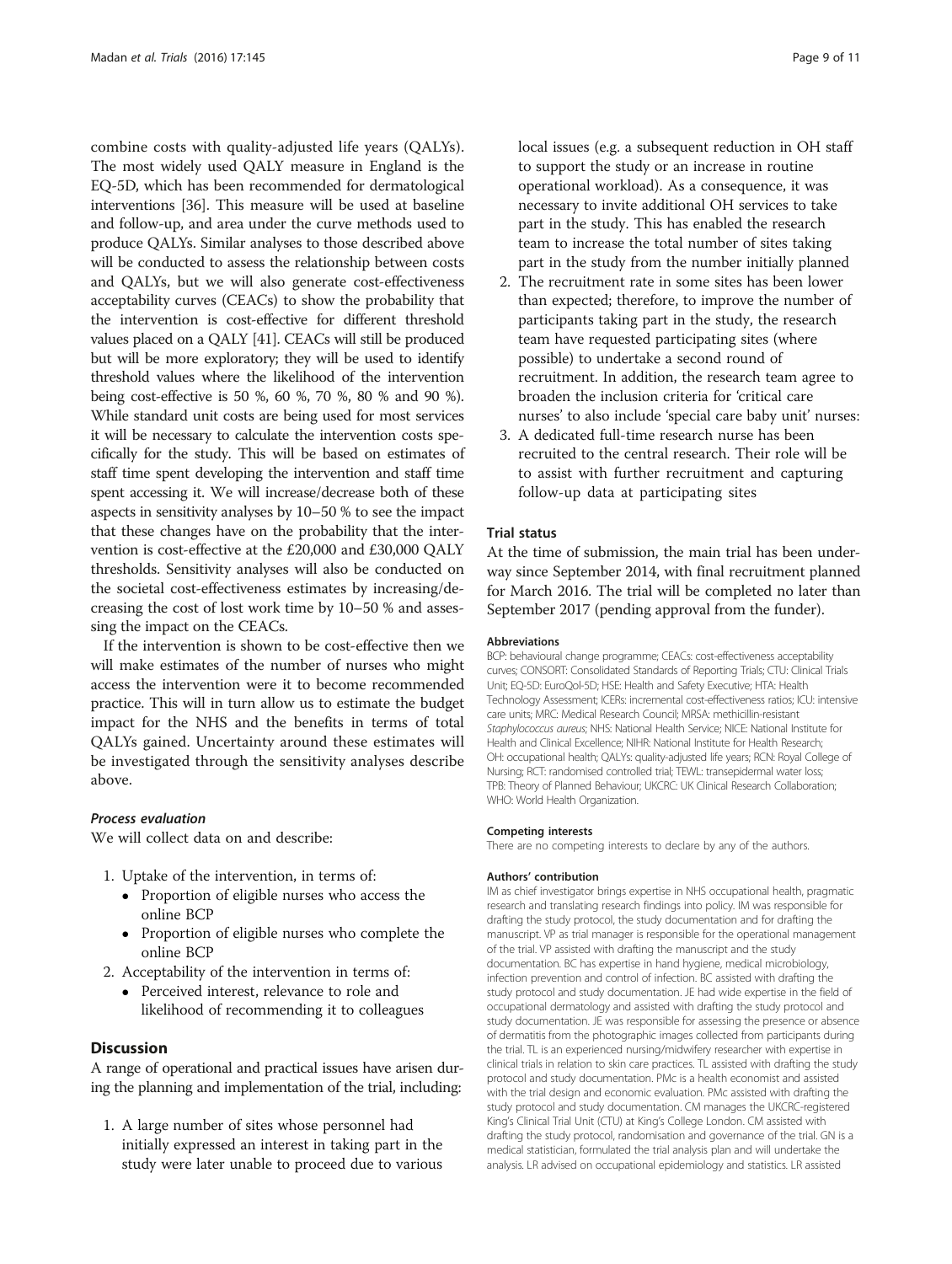combine costs with quality-adjusted life years (QALYs). The most widely used QALY measure in England is the EQ-5D, which has been recommended for dermatological interventions [36]. This measure will be used at baseline and follow-up, and area under the curve methods used to produce QALYs. Similar analyses to those described above will be conducted to assess the relationship between costs and QALYs, but we will also generate cost-effectiveness acceptability curves (CEACs) to show the probability that the intervention is cost-effective for different threshold values placed on a QALY [41]. CEACs will still be produced but will be more exploratory; they will be used to identify threshold values where the likelihood of the intervention being cost-effective is 50 %, 60 %, 70 %, 80 % and 90 %). While standard unit costs are being used for most services it will be necessary to calculate the intervention costs specifically for the study. This will be based on estimates of staff time spent developing the intervention and staff time spent accessing it. We will increase/decrease both of these aspects in sensitivity analyses by 10–50 % to see the impact that these changes have on the probability that the intervention is cost-effective at the £20,000 and £30,000 QALY thresholds. Sensitivity analyses will also be conducted on the societal cost-effectiveness estimates by increasing/decreasing the cost of lost work time by 10–50 % and assessing the impact on the CEACs.

If the intervention is shown to be cost-effective then we will make estimates of the number of nurses who might access the intervention were it to become recommended practice. This will in turn allow us to estimate the budget impact for the NHS and the benefits in terms of total QALYs gained. Uncertainty around these estimates will be investigated through the sensitivity analyses describe above.

#### *Process evaluation*

We will collect data on and describe:

1. Uptake of the intervention, in terms of:
   - Proportion of eligible nurses who access the online BCP
   - Proportion of eligible nurses who complete the online BCP
2. Acceptability of the intervention in terms of:
   - Perceived interest, relevance to role and likelihood of recommending it to colleagues

## Discussion

A range of operational and practical issues have arisen during the planning and implementation of the trial, including:

1. A large number of sites whose personnel had initially expressed an interest in taking part in the study were later unable to proceed due to various local issues (e.g. a subsequent reduction in OH staff to support the study or an increase in routine operational workload). As a consequence, it was necessary to invite additional OH services to take part in the study. This has enabled the research team to increase the total number of sites taking part in the study from the number initially planned
2. The recruitment rate in some sites has been lower than expected; therefore, to improve the number of participants taking part in the study, the research team have requested participating sites (where possible) to undertake a second round of recruitment. In addition, the research team agree to broaden the inclusion criteria for 'critical care nurses' to also include 'special care baby unit' nurses:
3. A dedicated full-time research nurse has been recruited to the central research. Their role will be to assist with further recruitment and capturing follow-up data at participating sites

### Trial status

At the time of submission, the main trial has been underway since September 2014, with final recruitment planned for March 2016. The trial will be completed no later than September 2017 (pending approval from the funder).

#### Abbreviations

BCP: behavioural change programme; CEACs: cost-effectiveness acceptability curves; CONSORT: Consolidated Standards of Reporting Trials; CTU: Clinical Trials Unit; EQ-5D: EuroQol-5D; HSE: Health and Safety Executive; HTA: Health Technology Assessment; ICERs: incremental cost-effectiveness ratios; ICU: intensive care units; MRC: Medical Research Council; MRSA: methicillin-resistant *Staphylococcus aureus*; NHS: National Health Service; NICE: National Institute for Health and Clinical Excellence; NIHR: National Institute for Health Research; OH: occupational health; QALYs: quality-adjusted life years; RCN: Royal College of Nursing; RCT: randomised controlled trial; TEWL: transepidermal water loss; TPB: Theory of Planned Behaviour; UKCRC: UK Clinical Research Collaboration; WHO: World Health Organization.

#### Competing interests

There are no competing interests to declare by any of the authors.

#### Authors' contribution

IM as chief investigator brings expertise in NHS occupational health, pragmatic research and translating research findings into policy. IM was responsible for drafting the study protocol, the study documentation and for drafting the manuscript. VP as trial manager is responsible for the operational management of the trial. VP assisted with drafting the manuscript and the study documentation. BC has expertise in hand hygiene, medical microbiology, infection prevention and control of infection. BC assisted with drafting the study protocol and study documentation. JE had wide expertise in the field of occupational dermatology and assisted with drafting the study protocol and study documentation. JE was responsible for assessing the presence or absence of dermatitis from the photographic images collected from participants during the trial. TL is an experienced nursing/midwifery researcher with expertise in clinical trials in relation to skin care practices. TL assisted with drafting the study protocol and study documentation. PMc is a health economist and assisted with the trial design and economic evaluation. PMc assisted with drafting the study protocol and study documentation. CM manages the UKCRC-registered King's Clinical Trial Unit (CTU) at King's College London. CM assisted with drafting the study protocol, randomisation and governance of the trial. GN is a medical statistician, formulated the trial analysis plan and will undertake the analysis. LR advised on occupational epidemiology and statistics. LR assisted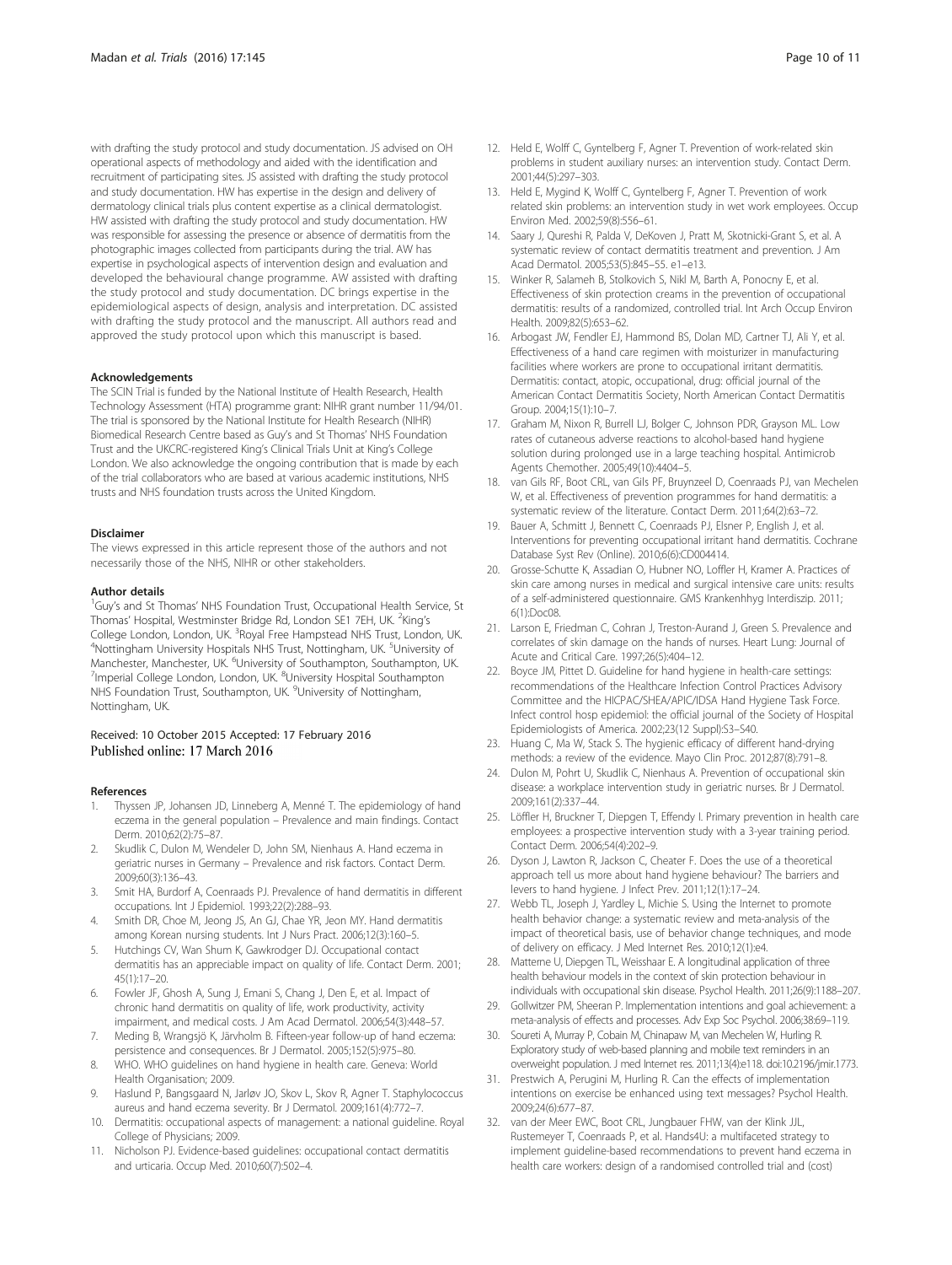with drafting the study protocol and study documentation. JS advised on OH operational aspects of methodology and aided with the identification and recruitment of participating sites. JS assisted with drafting the study protocol and study documentation. HW has expertise in the design and delivery of dermatology clinical trials plus content expertise as a clinical dermatologist. HW assisted with drafting the study protocol and study documentation. HW was responsible for assessing the presence or absence of dermatitis from the photographic images collected from participants during the trial. AW has expertise in psychological aspects of intervention design and evaluation and developed the behavioural change programme. AW assisted with drafting the study protocol and study documentation. DC brings expertise in the epidemiological aspects of design, analysis and interpretation. DC assisted with drafting the study protocol and the manuscript. All authors read and approved the study protocol upon which this manuscript is based.

#### Acknowledgements

The SCIN Trial is funded by the National Institute of Health Research, Health Technology Assessment (HTA) programme grant: NIHR grant number 11/94/01. The trial is sponsored by the National Institute for Health Research (NIHR) Biomedical Research Centre based as Guy's and St Thomas' NHS Foundation Trust and the UKCRC-registered King's Clinical Trials Unit at King's College London. We also acknowledge the ongoing contribution that is made by each of the trial collaborators who are based at various academic institutions, NHS trusts and NHS foundation trusts across the United Kingdom.

#### Disclaimer

The views expressed in this article represent those of the authors and not necessarily those of the NHS, NIHR or other stakeholders.

#### Author details

[1]Guy's and St Thomas' NHS Foundation Trust, Occupational Health Service, St Thomas' Hospital, Westminster Bridge Rd, London SE1 7EH, UK. [2]King's College London, London, UK. [3]Royal Free Hampstead NHS Trust, London, UK. [4]Nottingham University Hospitals NHS Trust, Nottingham, UK. [5]University of Manchester, Manchester, UK. [6]University of Southampton, Southampton, UK. [7]Imperial College London, London, UK. [8]University Hospital Southampton NHS Foundation Trust, Southampton, UK. [9]University of Nottingham, Nottingham, UK.

Received: 10 October 2015 Accepted: 17 February 2016
Published online: 17 March 2016

#### References

1. Thyssen JP, Johansen JD, Linneberg A, Menné T. The epidemiology of hand eczema in the general population – Prevalence and main findings. Contact Derm. 2010;62(2):75–87.
2. Skudlik C, Dulon M, Wendeler D, John SM, Nienhaus A. Hand eczema in geriatric nurses in Germany – Prevalence and risk factors. Contact Derm. 2009;60(3):136–43.
3. Smit HA, Burdorf A, Coenraads PJ. Prevalence of hand dermatitis in different occupations. Int J Epidemiol. 1993;22(2):288–93.
4. Smith DR, Choe M, Jeong JS, An GJ, Chae YR, Jeon MY. Hand dermatitis among Korean nursing students. Int J Nurs Pract. 2006;12(3):160–5.
5. Hutchings CV, Wan Shum K, Gawkrodger DJ. Occupational contact dermatitis has an appreciable impact on quality of life. Contact Derm. 2001; 45(1):17–20.
6. Fowler JF, Ghosh A, Sung J, Emani S, Chang J, Den E, et al. Impact of chronic hand dermatitis on quality of life, work productivity, activity impairment, and medical costs. J Am Acad Dermatol. 2006;54(3):448–57.
7. Meding B, Wrangsjö K, Järvholm B. Fifteen-year follow-up of hand eczema: persistence and consequences. Br J Dermatol. 2005;152(5):975–80.
8. WHO. WHO guidelines on hand hygiene in health care. Geneva: World Health Organisation; 2009.
9. Haslund P, Bangsgaard N, Jarløv JO, Skov L, Skov R, Agner T. Staphylococcus aureus and hand eczema severity. Br J Dermatol. 2009;161(4):772–7.
10. Dermatitis: occupational aspects of management: a national guideline. Royal College of Physicians; 2009.
11. Nicholson PJ. Evidence-based guidelines: occupational contact dermatitis and urticaria. Occup Med. 2010;60(7):502–4.
12. Held E, Wolff C, Gyntelberg F, Agner T. Prevention of work-related skin problems in student auxiliary nurses: an intervention study. Contact Derm. 2001;44(5):297–303.
13. Held E, Mygind K, Wolff C, Gyntelberg F, Agner T. Prevention of work related skin problems: an intervention study in wet work employees. Occup Environ Med. 2002;59(8):556–61.
14. Saary J, Qureshi R, Palda V, DeKoven J, Pratt M, Skotnicki-Grant S, et al. A systematic review of contact dermatitis treatment and prevention. J Am Acad Dermatol. 2005;53(5):845–55. e1–e13.
15. Winker R, Salameh B, Stolkovich S, Nikl M, Barth A, Ponocny E, et al. Effectiveness of skin protection creams in the prevention of occupational dermatitis: results of a randomized, controlled trial. Int Arch Occup Environ Health. 2009;82(5):653–62.
16. Arbogast JW, Fendler EJ, Hammond BS, Dolan MD, Cartner TJ, Ali Y, et al. Effectiveness of a hand care regimen with moisturizer in manufacturing facilities where workers are prone to occupational irritant dermatitis. Dermatitis: contact, atopic, occupational, drug: official journal of the American Contact Dermatitis Society, North American Contact Dermatitis Group. 2004;15(1):10–7.
17. Graham M, Nixon R, Burrell LJ, Bolger C, Johnson PDR, Grayson ML. Low rates of cutaneous adverse reactions to alcohol-based hand hygiene solution during prolonged use in a large teaching hospital. Antimicrob Agents Chemother. 2005;49(10):4404–5.
18. van Gils RF, Boot CRL, van Gils PF, Bruynzeel D, Coenraads PJ, van Mechelen W, et al. Effectiveness of prevention programmes for hand dermatitis: a systematic review of the literature. Contact Derm. 2011;64(2):63–72.
19. Bauer A, Schmitt J, Bennett C, Coenraads PJ, Elsner P, English J, et al. Interventions for preventing occupational irritant hand dermatitis. Cochrane Database Syst Rev (Online). 2010;6(6):CD004414.
20. Grosse-Schutte K, Assadian O, Hubner NO, Loffler H, Kramer A. Practices of skin care among nurses in medical and surgical intensive care units: results of a self-administered questionnaire. GMS Krankenhhyg Interdiszip. 2011; 6(1):Doc08.
21. Larson E, Friedman C, Cohran J, Treston-Aurand J, Green S. Prevalence and correlates of skin damage on the hands of nurses. Heart Lung: Journal of Acute and Critical Care. 1997;26(5):404–12.
22. Boyce JM, Pittet D. Guideline for hand hygiene in health-care settings: recommendations of the Healthcare Infection Control Practices Advisory Committee and the HICPAC/SHEA/APIC/IDSA Hand Hygiene Task Force. Infect control hosp epidemiol: the official journal of the Society of Hospital Epidemiologists of America. 2002;23(12 Suppl):S3–S40.
23. Huang C, Ma W, Stack S. The hygienic efficacy of different hand-drying methods: a review of the evidence. Mayo Clin Proc. 2012;87(8):791–8.
24. Dulon M, Pohrt U, Skudlik C, Nienhaus A. Prevention of occupational skin disease: a workplace intervention study in geriatric nurses. Br J Dermatol. 2009;161(2):337–44.
25. Löffler H, Bruckner T, Diepgen T, Effendy I. Primary prevention in health care employees: a prospective intervention study with a 3-year training period. Contact Derm. 2006;54(4):202–9.
26. Dyson J, Lawton R, Jackson C, Cheater F. Does the use of a theoretical approach tell us more about hand hygiene behaviour? The barriers and levers to hand hygiene. J Infect Prev. 2011;12(1):17–24.
27. Webb TL, Joseph J, Yardley L, Michie S. Using the Internet to promote health behavior change: a systematic review and meta-analysis of the impact of theoretical basis, use of behavior change techniques, and mode of delivery on efficacy. J Med Internet Res. 2010;12(1):e4.
28. Matterne U, Diepgen TL, Weisshaar E. A longitudinal application of three health behaviour models in the context of skin protection behaviour in individuals with occupational skin disease. Psychol Health. 2011;26(9):1188–207.
29. Gollwitzer PM, Sheeran P. Implementation intentions and goal achievement: a meta-analysis of effects and processes. Adv Exp Soc Psychol. 2006;38:69–119.
30. Soureti A, Murray P, Cobain M, Chinapaw M, van Mechelen W, Hurling R. Exploratory study of web-based planning and mobile text reminders in an overweight population. J med Internet res. 2011;13(4):e118. doi:10.2196/jmir.1773.
31. Prestwich A, Perugini M, Hurling R. Can the effects of implementation intentions on exercise be enhanced using text messages? Psychol Health. 2009;24(6):677–87.
32. van der Meer EWC, Boot CRL, Jungbauer FHW, van der Klink JJL, Rustemeyer T, Coenraads P, et al. Hands4U: a multifaceted strategy to implement guideline-based recommendations to prevent hand eczema in health care workers: design of a randomised controlled trial and (cost)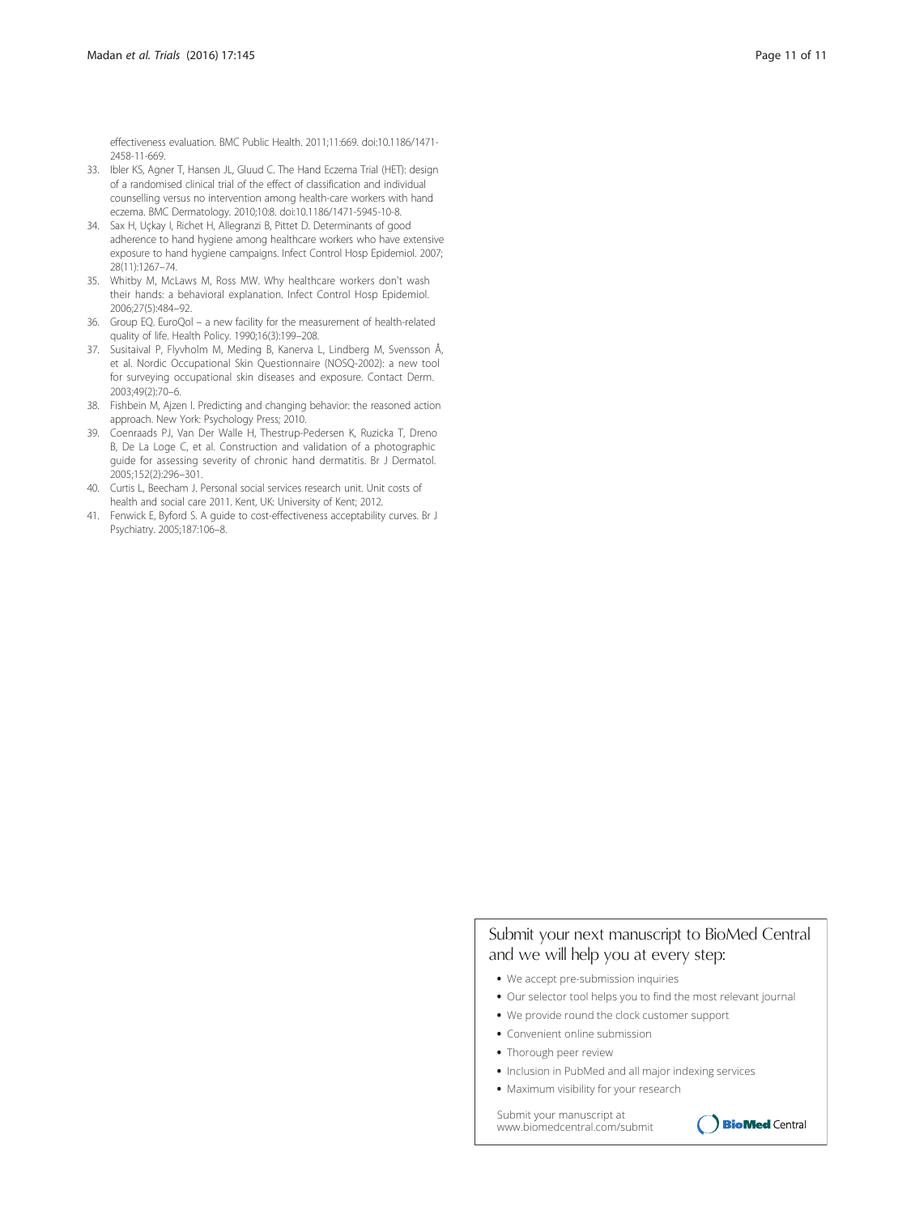effectiveness evaluation. BMC Public Health. 2011;11:669. doi:10.1186/1471-2458-11-669.

33. Ibler KS, Agner T, Hansen JL, Gluud C. The Hand Eczema Trial (HET): design of a randomised clinical trial of the effect of classification and individual counselling versus no intervention among health-care workers with hand eczema. BMC Dermatology. 2010;10:8. doi:10.1186/1471-5945-10-8.
34. Sax H, Uçkay I, Richet H, Allegranzi B, Pittet D. Determinants of good adherence to hand hygiene among healthcare workers who have extensive exposure to hand hygiene campaigns. Infect Control Hosp Epidemiol. 2007; 28(11):1267–74.
35. Whitby M, McLaws M, Ross MW. Why healthcare workers don't wash their hands: a behavioral explanation. Infect Control Hosp Epidemiol. 2006;27(5):484–92.
36. Group EQ. EuroQol – a new facility for the measurement of health-related quality of life. Health Policy. 1990;16(3):199–208.
37. Susitaival P, Flyvholm M, Meding B, Kanerva L, Lindberg M, Svensson Å, et al. Nordic Occupational Skin Questionnaire (NOSQ-2002): a new tool for surveying occupational skin diseases and exposure. Contact Derm. 2003;49(2):70–6.
38. Fishbein M, Ajzen I. Predicting and changing behavior: the reasoned action approach. New York: Psychology Press; 2010.
39. Coenraads PJ, Van Der Walle H, Thestrup-Pedersen K, Ruzicka T, Dreno B, De La Loge C, et al. Construction and validation of a photographic guide for assessing severity of chronic hand dermatitis. Br J Dermatol. 2005;152(2):296–301.
40. Curtis L, Beecham J. Personal social services research unit. Unit costs of health and social care 2011. Kent, UK: University of Kent; 2012.
41. Fenwick E, Byford S. A guide to cost-effectiveness acceptability curves. Br J Psychiatry. 2005;187:106–8.

Submit your next manuscript to BioMed Central and we will help you at every step:

- We accept pre-submission inquiries
- Our selector tool helps you to find the most relevant journal
- We provide round the clock customer support
- Convenient online submission
- Thorough peer review
- Inclusion in PubMed and all major indexing services
- Maximum visibility for your research

Submit your manuscript at www.biomedcentral.com/submit

BioMed Central